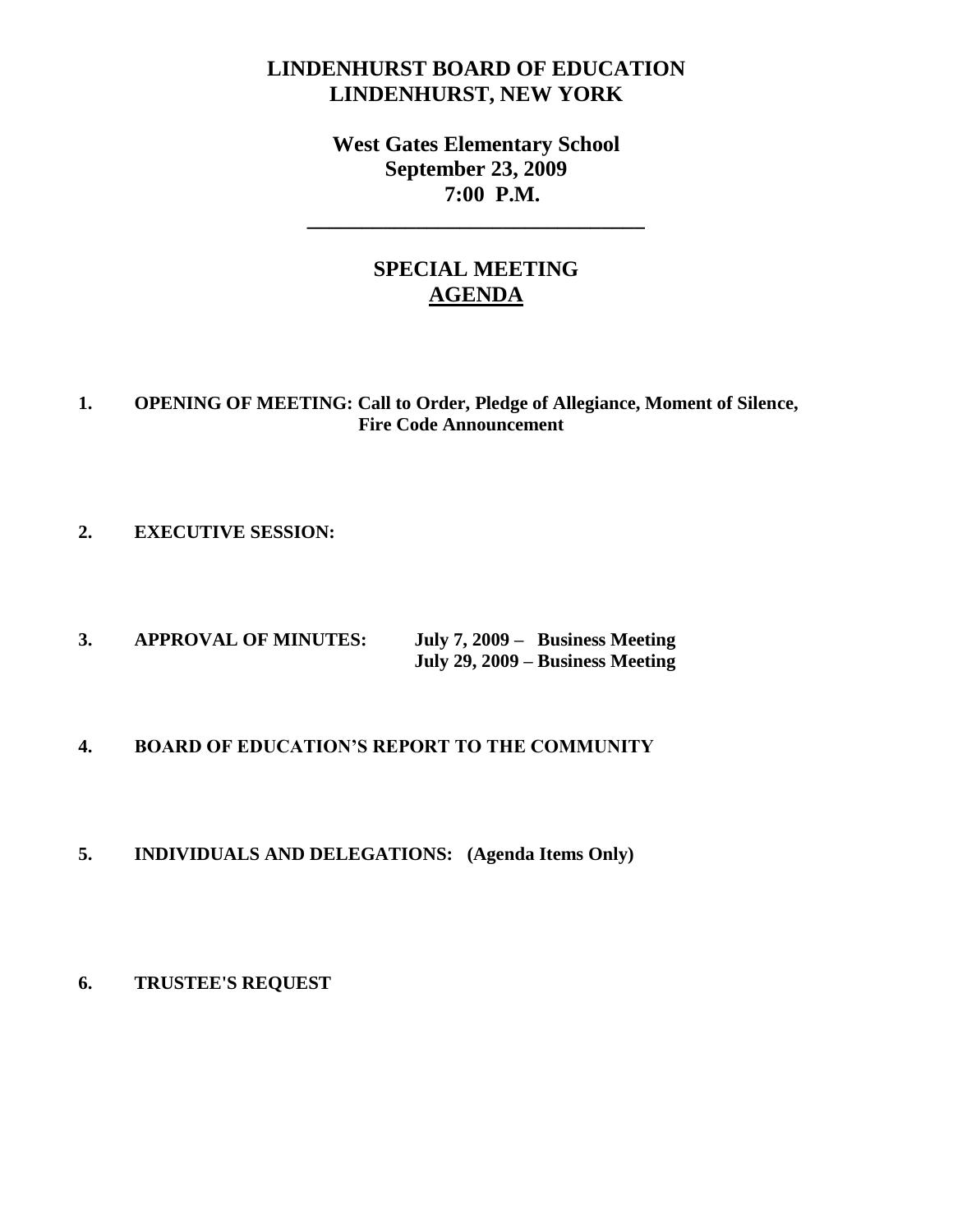# LINDENHURST BOARD OF EDUCATION
# LINDENHURST, NEW YORK

**West Gates Elementary School**
**September 23, 2009**
**7:00 P.M.**

---

## SPECIAL MEETING
## AGENDA

1. **OPENING OF MEETING: Call to Order, Pledge of Allegiance, Moment of Silence, Fire Code Announcement**

2. **EXECUTIVE SESSION:**

3. **APPROVAL OF MINUTES:** **July 7, 2009 – Business Meeting**
   **July 29, 2009 – Business Meeting**

4. **BOARD OF EDUCATION'S REPORT TO THE COMMUNITY**

5. **INDIVIDUALS AND DELEGATIONS: (Agenda Items Only)**

6. **TRUSTEE'S REQUEST**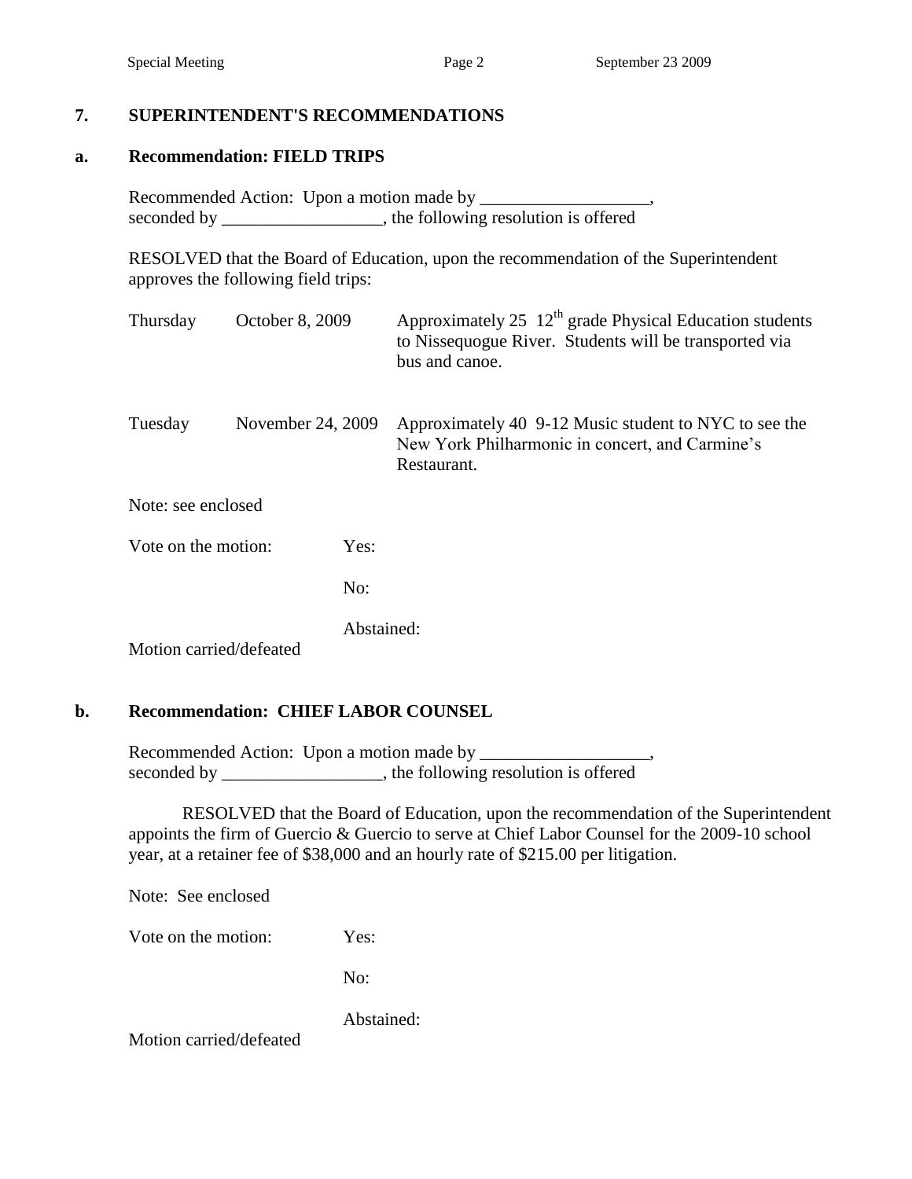## 7. SUPERINTENDENT'S RECOMMENDATIONS

### a. Recommendation: FIELD TRIPS

Recommended Action: Upon a motion made by ___________________, seconded by __________________, the following resolution is offered

RESOLVED that the Board of Education, upon the recommendation of the Superintendent approves the following field trips:

| | | |
|---|---|---|
| Thursday | October 8, 2009 | Approximately 25 12th grade Physical Education students to Nissequogue River. Students will be transported via bus and canoe. |
| Tuesday | November 24, 2009 | Approximately 40 9-12 Music student to NYC to see the New York Philharmonic in concert, and Carmine's Restaurant. |

Note: see enclosed

Vote on the motion: Yes:

No:

Abstained:

Motion carried/defeated

### b. Recommendation: CHIEF LABOR COUNSEL

Recommended Action: Upon a motion made by ___________________, seconded by __________________, the following resolution is offered

RESOLVED that the Board of Education, upon the recommendation of the Superintendent appoints the firm of Guercio & Guercio to serve at Chief Labor Counsel for the 2009-10 school year, at a retainer fee of $38,000 and an hourly rate of $215.00 per litigation.

Note: See enclosed

Vote on the motion: Yes:

No:

Abstained:

Motion carried/defeated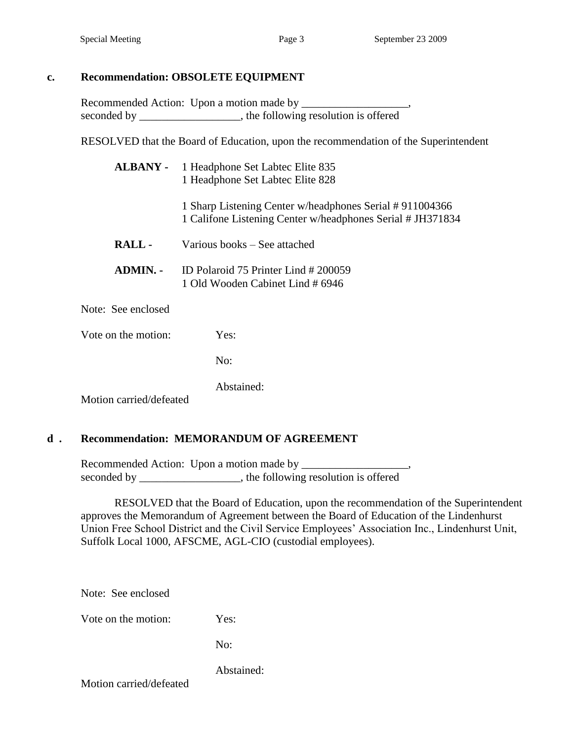**c. Recommendation: OBSOLETE EQUIPMENT**

Recommended Action: Upon a motion made by ___________________, seconded by __________________, the following resolution is offered

RESOLVED that the Board of Education, upon the recommendation of the Superintendent

**ALBANY -** 1 Headphone Set Labtec Elite 835
1 Headphone Set Labtec Elite 828

1 Sharp Listening Center w/headphones Serial # 911004366
1 Califone Listening Center w/headphones Serial # JH371834

**RALL -** Various books – See attached

**ADMIN. -** ID Polaroid 75 Printer Lind # 200059
1 Old Wooden Cabinet Lind # 6946

Note: See enclosed

Vote on the motion: Yes:

No:

Abstained:

Motion carried/defeated

**d . Recommendation: MEMORANDUM OF AGREEMENT**

Recommended Action: Upon a motion made by ___________________, seconded by __________________, the following resolution is offered

RESOLVED that the Board of Education, upon the recommendation of the Superintendent approves the Memorandum of Agreement between the Board of Education of the Lindenhurst Union Free School District and the Civil Service Employees' Association Inc., Lindenhurst Unit, Suffolk Local 1000, AFSCME, AGL-CIO (custodial employees).

Note: See enclosed

Vote on the motion: Yes:

No:

Abstained:

Motion carried/defeated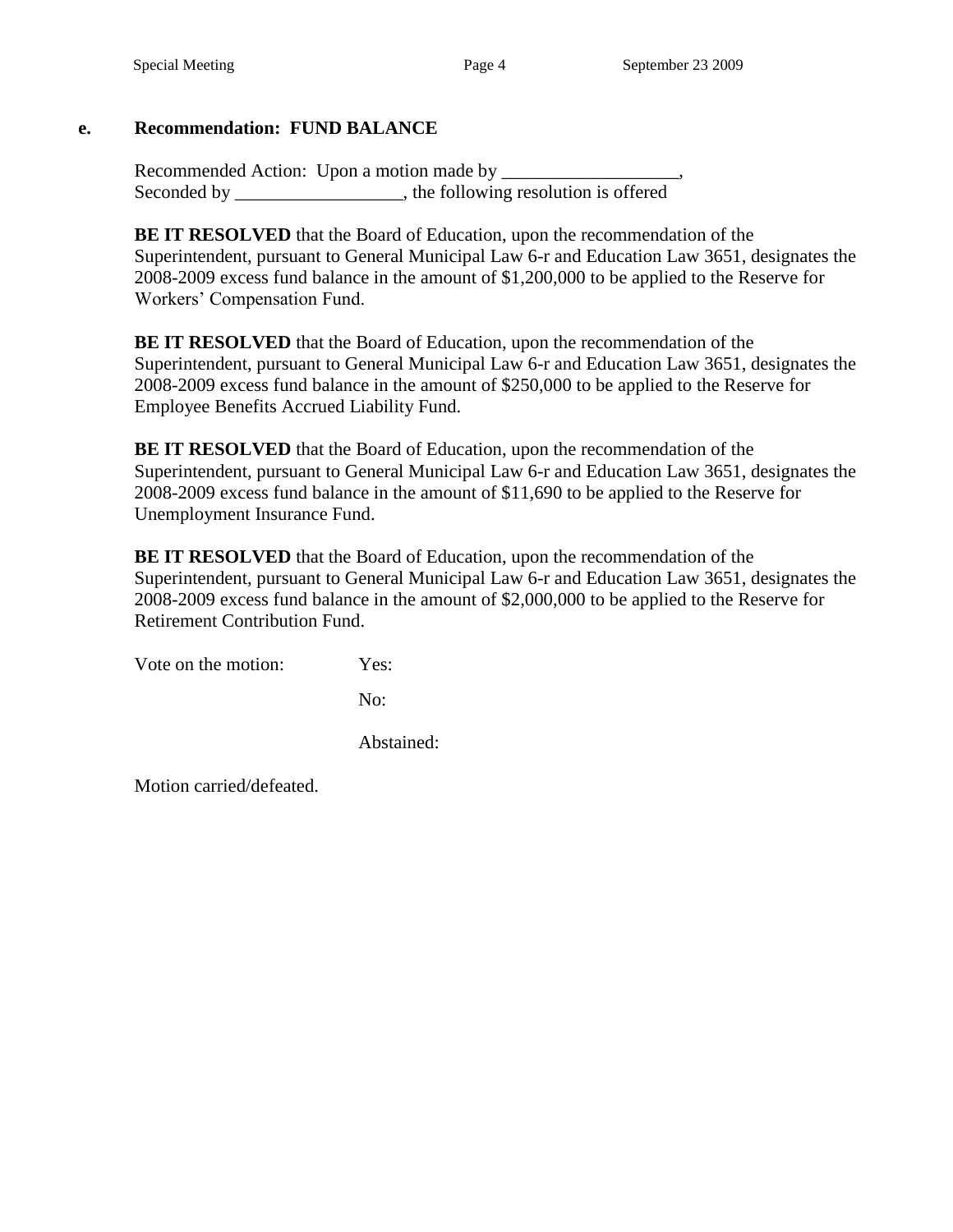**e. Recommendation: FUND BALANCE**

Recommended Action: Upon a motion made by ___________________,
Seconded by __________________, the following resolution is offered

**BE IT RESOLVED** that the Board of Education, upon the recommendation of the Superintendent, pursuant to General Municipal Law 6-r and Education Law 3651, designates the 2008-2009 excess fund balance in the amount of $1,200,000 to be applied to the Reserve for Workers' Compensation Fund.

**BE IT RESOLVED** that the Board of Education, upon the recommendation of the Superintendent, pursuant to General Municipal Law 6-r and Education Law 3651, designates the 2008-2009 excess fund balance in the amount of $250,000 to be applied to the Reserve for Employee Benefits Accrued Liability Fund.

**BE IT RESOLVED** that the Board of Education, upon the recommendation of the Superintendent, pursuant to General Municipal Law 6-r and Education Law 3651, designates the 2008-2009 excess fund balance in the amount of $11,690 to be applied to the Reserve for Unemployment Insurance Fund.

**BE IT RESOLVED** that the Board of Education, upon the recommendation of the Superintendent, pursuant to General Municipal Law 6-r and Education Law 3651, designates the 2008-2009 excess fund balance in the amount of $2,000,000 to be applied to the Reserve for Retirement Contribution Fund.

Vote on the motion: Yes:

No:

Abstained:

Motion carried/defeated.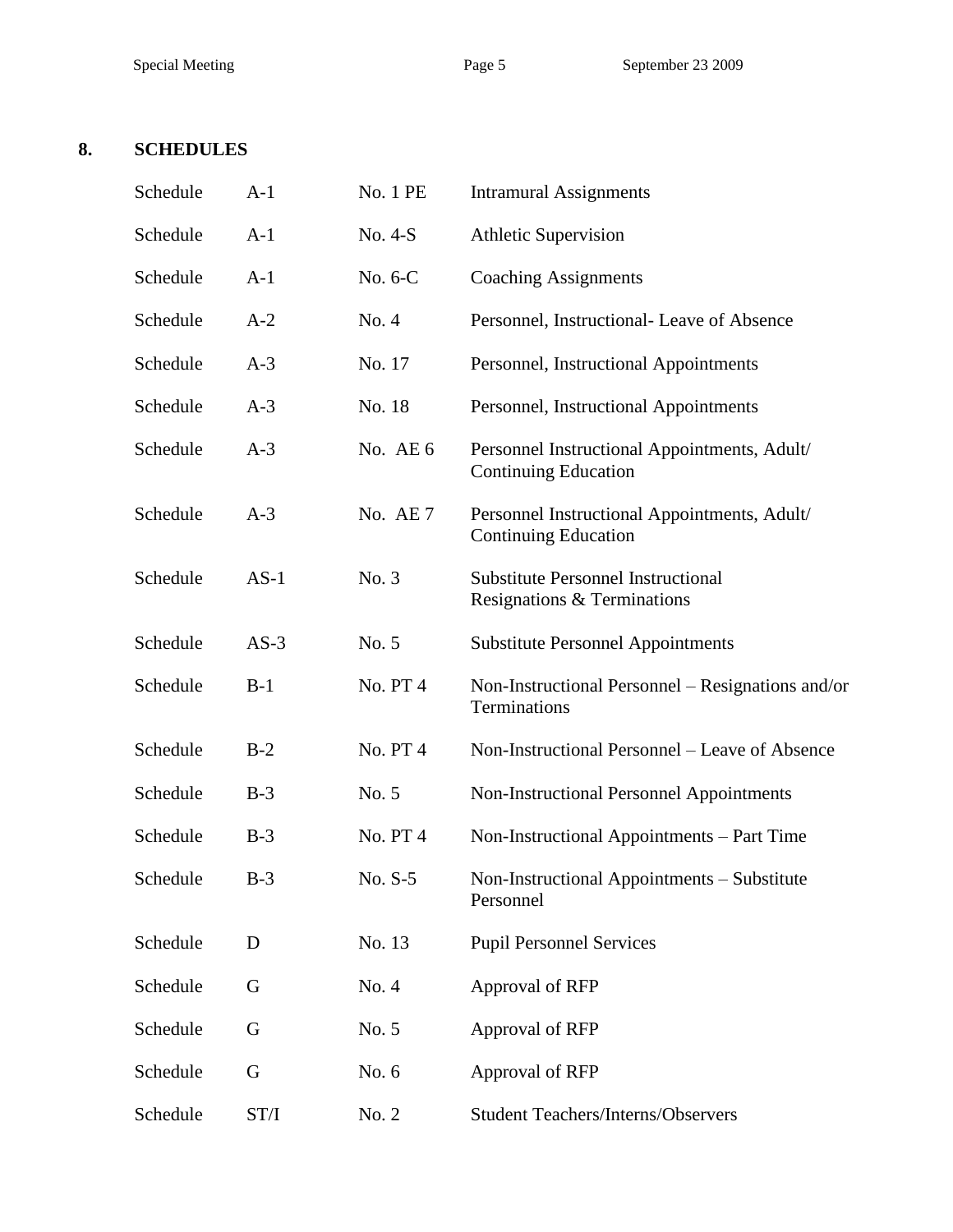## 8. SCHEDULES

| | | | |
|---|---|---|---|
| Schedule | A-1 | No. 1 PE | Intramural Assignments |
| Schedule | A-1 | No. 4-S | Athletic Supervision |
| Schedule | A-1 | No. 6-C | Coaching Assignments |
| Schedule | A-2 | No. 4 | Personnel, Instructional- Leave of Absence |
| Schedule | A-3 | No. 17 | Personnel, Instructional Appointments |
| Schedule | A-3 | No. 18 | Personnel, Instructional Appointments |
| Schedule | A-3 | No. AE 6 | Personnel Instructional Appointments, Adult/ Continuing Education |
| Schedule | A-3 | No. AE 7 | Personnel Instructional Appointments, Adult/ Continuing Education |
| Schedule | AS-1 | No. 3 | Substitute Personnel Instructional Resignations & Terminations |
| Schedule | AS-3 | No. 5 | Substitute Personnel Appointments |
| Schedule | B-1 | No. PT 4 | Non-Instructional Personnel – Resignations and/or Terminations |
| Schedule | B-2 | No. PT 4 | Non-Instructional Personnel – Leave of Absence |
| Schedule | B-3 | No. 5 | Non-Instructional Personnel Appointments |
| Schedule | B-3 | No. PT 4 | Non-Instructional Appointments – Part Time |
| Schedule | B-3 | No. S-5 | Non-Instructional Appointments – Substitute Personnel |
| Schedule | D | No. 13 | Pupil Personnel Services |
| Schedule | G | No. 4 | Approval of RFP |
| Schedule | G | No. 5 | Approval of RFP |
| Schedule | G | No. 6 | Approval of RFP |
| Schedule | ST/I | No. 2 | Student Teachers/Interns/Observers |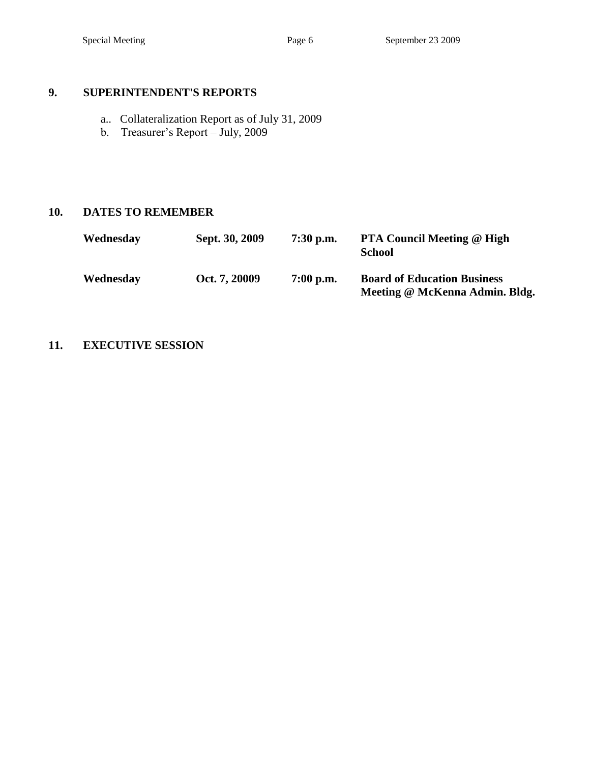## 9. SUPERINTENDENT'S REPORTS

a.. Collateralization Report as of July 31, 2009
b. Treasurer's Report – July, 2009

## 10. DATES TO REMEMBER

| | | | |
|---|---|---|---|
| **Wednesday** | **Sept. 30, 2009** | **7:30 p.m.** | **PTA Council Meeting @ High School** |
| **Wednesday** | **Oct. 7, 20009** | **7:00 p.m.** | **Board of Education Business Meeting @ McKenna Admin. Bldg.** |

## 11. EXECUTIVE SESSION